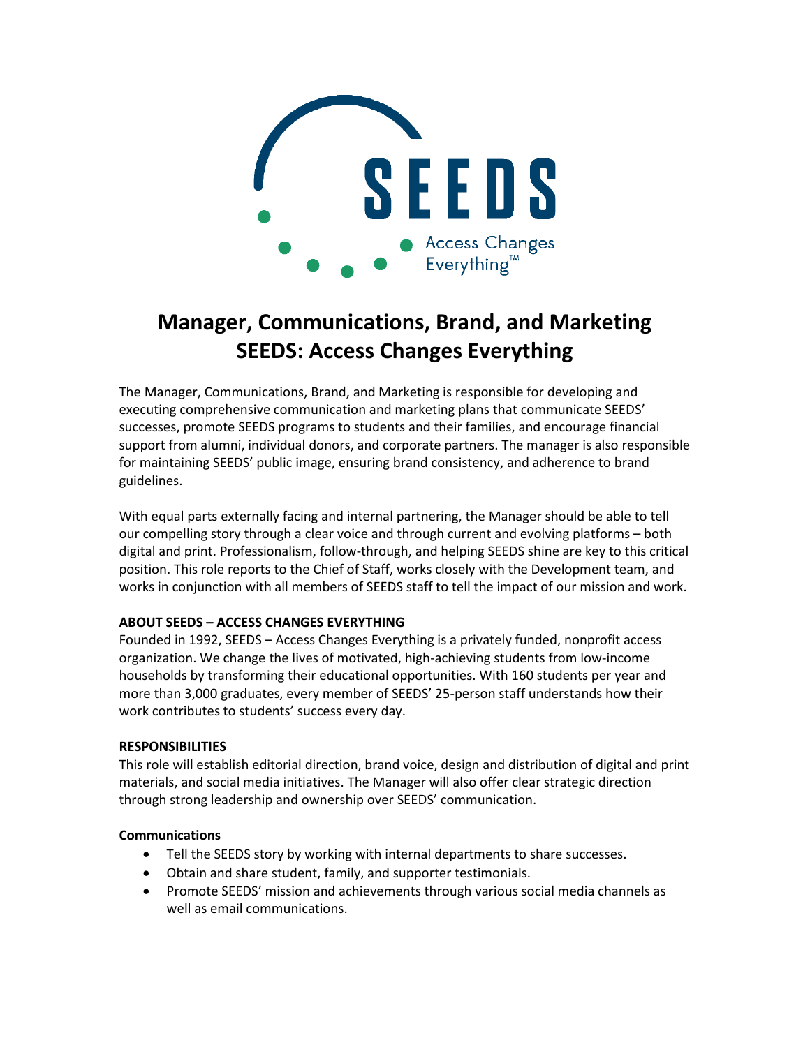# Manager, Communications, Brand, and Marketing
# SEEDS: Access Changes Everything

The Manager, Communications, Brand, and Marketing is responsible for developing and executing comprehensive communication and marketing plans that communicate SEEDS' successes, promote SEEDS programs to students and their families, and encourage financial support from alumni, individual donors, and corporate partners. The manager is also responsible for maintaining SEEDS' public image, ensuring brand consistency, and adherence to brand guidelines.

With equal parts externally facing and internal partnering, the Manager should be able to tell our compelling story through a clear voice and through current and evolving platforms – both digital and print. Professionalism, follow-through, and helping SEEDS shine are key to this critical position. This role reports to the Chief of Staff, works closely with the Development team, and works in conjunction with all members of SEEDS staff to tell the impact of our mission and work.

**ABOUT SEEDS – ACCESS CHANGES EVERYTHING**

Founded in 1992, SEEDS – Access Changes Everything is a privately funded, nonprofit access organization. We change the lives of motivated, high-achieving students from low-income households by transforming their educational opportunities. With 160 students per year and more than 3,000 graduates, every member of SEEDS' 25-person staff understands how their work contributes to students' success every day.

**RESPONSIBILITIES**

This role will establish editorial direction, brand voice, design and distribution of digital and print materials, and social media initiatives. The Manager will also offer clear strategic direction through strong leadership and ownership over SEEDS' communication.

**Communications**

- Tell the SEEDS story by working with internal departments to share successes.
- Obtain and share student, family, and supporter testimonials.
- Promote SEEDS' mission and achievements through various social media channels as well as email communications.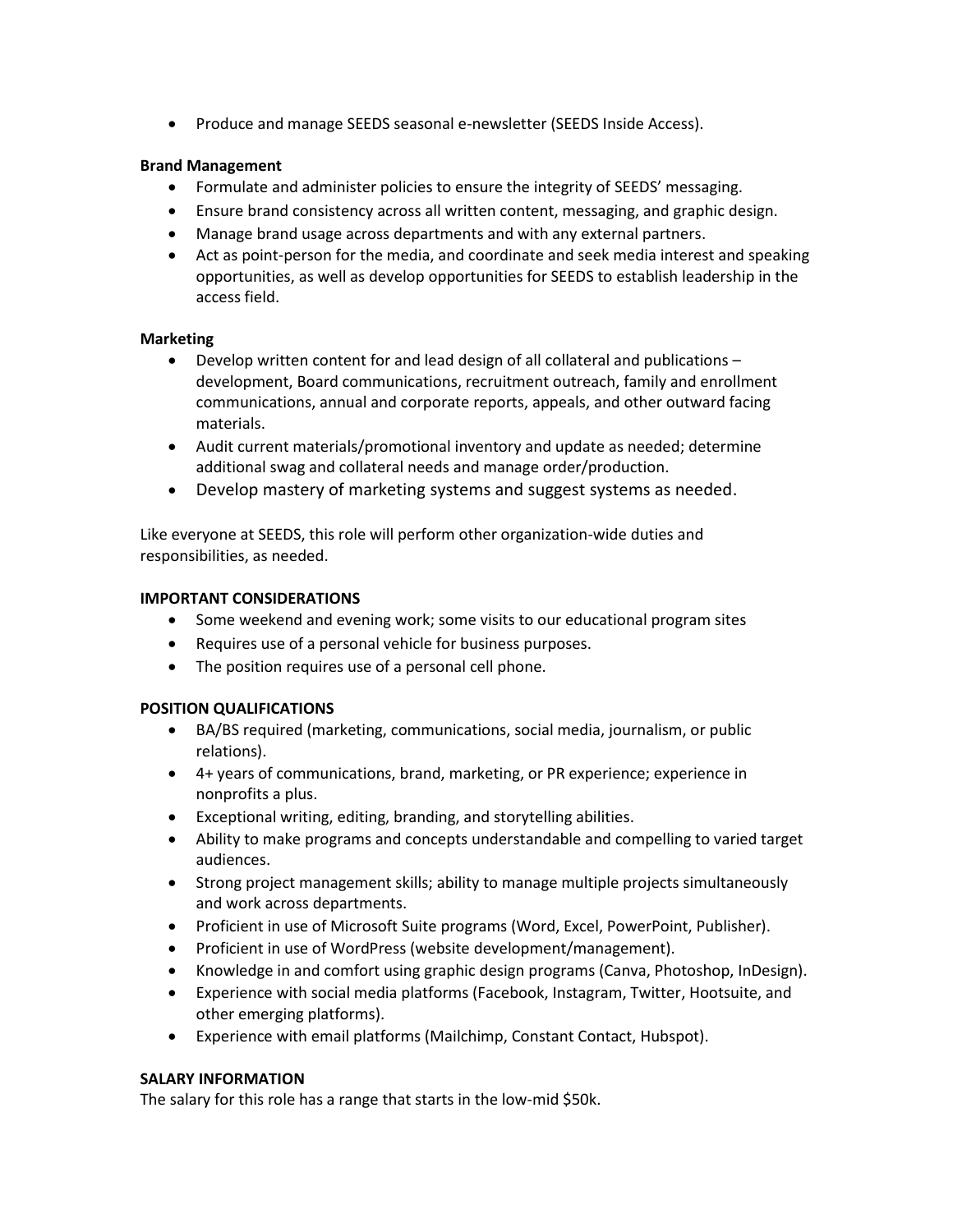- Produce and manage SEEDS seasonal e-newsletter (SEEDS Inside Access).

**Brand Management**

- Formulate and administer policies to ensure the integrity of SEEDS' messaging.
- Ensure brand consistency across all written content, messaging, and graphic design.
- Manage brand usage across departments and with any external partners.
- Act as point-person for the media, and coordinate and seek media interest and speaking opportunities, as well as develop opportunities for SEEDS to establish leadership in the access field.

**Marketing**

- Develop written content for and lead design of all collateral and publications – development, Board communications, recruitment outreach, family and enrollment communications, annual and corporate reports, appeals, and other outward facing materials.
- Audit current materials/promotional inventory and update as needed; determine additional swag and collateral needs and manage order/production.
- Develop mastery of marketing systems and suggest systems as needed.

Like everyone at SEEDS, this role will perform other organization-wide duties and responsibilities, as needed.

**IMPORTANT CONSIDERATIONS**

- Some weekend and evening work; some visits to our educational program sites
- Requires use of a personal vehicle for business purposes.
- The position requires use of a personal cell phone.

**POSITION QUALIFICATIONS**

- BA/BS required (marketing, communications, social media, journalism, or public relations).
- 4+ years of communications, brand, marketing, or PR experience; experience in nonprofits a plus.
- Exceptional writing, editing, branding, and storytelling abilities.
- Ability to make programs and concepts understandable and compelling to varied target audiences.
- Strong project management skills; ability to manage multiple projects simultaneously and work across departments.
- Proficient in use of Microsoft Suite programs (Word, Excel, PowerPoint, Publisher).
- Proficient in use of WordPress (website development/management).
- Knowledge in and comfort using graphic design programs (Canva, Photoshop, InDesign).
- Experience with social media platforms (Facebook, Instagram, Twitter, Hootsuite, and other emerging platforms).
- Experience with email platforms (Mailchimp, Constant Contact, Hubspot).

**SALARY INFORMATION**

The salary for this role has a range that starts in the low-mid $50k.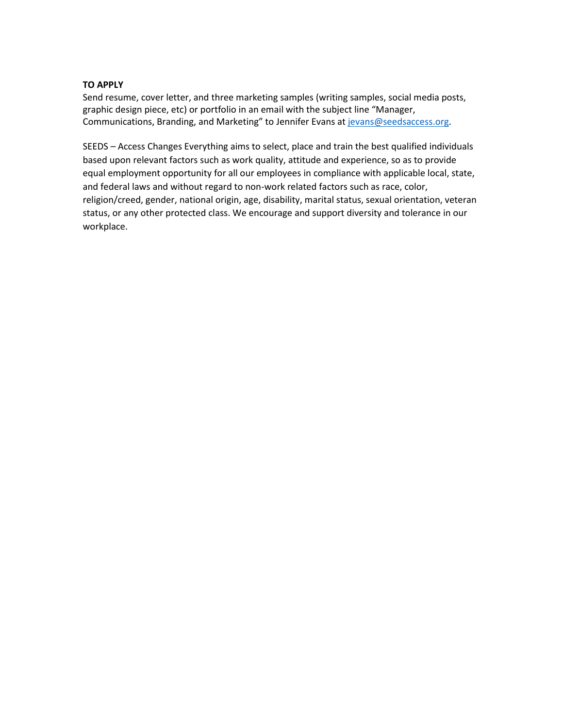**TO APPLY**

Send resume, cover letter, and three marketing samples (writing samples, social media posts, graphic design piece, etc) or portfolio in an email with the subject line “Manager, Communications, Branding, and Marketing” to Jennifer Evans at [jevans@seedsaccess.org](mailto:jevans@seedsaccess.org).

SEEDS – Access Changes Everything aims to select, place and train the best qualified individuals based upon relevant factors such as work quality, attitude and experience, so as to provide equal employment opportunity for all our employees in compliance with applicable local, state, and federal laws and without regard to non-work related factors such as race, color, religion/creed, gender, national origin, age, disability, marital status, sexual orientation, veteran status, or any other protected class. We encourage and support diversity and tolerance in our workplace.